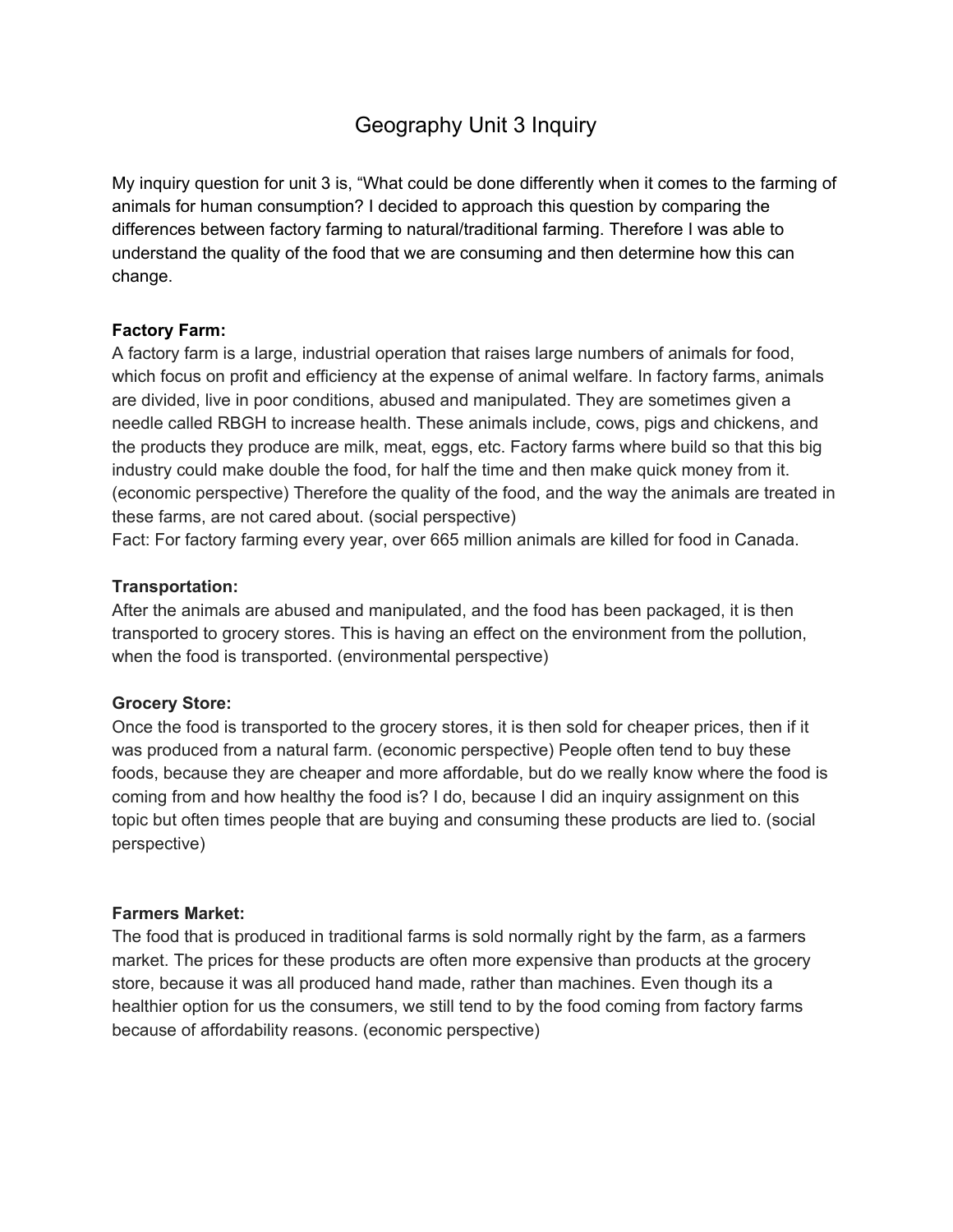# Geography Unit 3 Inquiry

My inquiry question for unit 3 is, "What could be done differently when it comes to the farming of animals for human consumption? I decided to approach this question by comparing the differences between factory farming to natural/traditional farming. Therefore I was able to understand the quality of the food that we are consuming and then determine how this can change.

**Factory Farm:**
A factory farm is a large, industrial operation that raises large numbers of animals for food, which focus on profit and efficiency at the expense of animal welfare. In factory farms, animals are divided, live in poor conditions, abused and manipulated. They are sometimes given a needle called RBGH to increase health. These animals include, cows, pigs and chickens, and the products they produce are milk, meat, eggs, etc. Factory farms where build so that this big industry could make double the food, for half the time and then make quick money from it. (economic perspective) Therefore the quality of the food, and the way the animals are treated in these farms, are not cared about. (social perspective)
Fact: For factory farming every year, over 665 million animals are killed for food in Canada.

**Transportation:**
After the animals are abused and manipulated, and the food has been packaged, it is then transported to grocery stores. This is having an effect on the environment from the pollution, when the food is transported. (environmental perspective)

**Grocery Store:**
Once the food is transported to the grocery stores, it is then sold for cheaper prices, then if it was produced from a natural farm. (economic perspective) People often tend to buy these foods, because they are cheaper and more affordable, but do we really know where the food is coming from and how healthy the food is? I do, because I did an inquiry assignment on this topic but often times people that are buying and consuming these products are lied to. (social perspective)

**Farmers Market:**
The food that is produced in traditional farms is sold normally right by the farm, as a farmers market. The prices for these products are often more expensive than products at the grocery store, because it was all produced hand made, rather than machines. Even though its a healthier option for us the consumers, we still tend to by the food coming from factory farms because of affordability reasons. (economic perspective)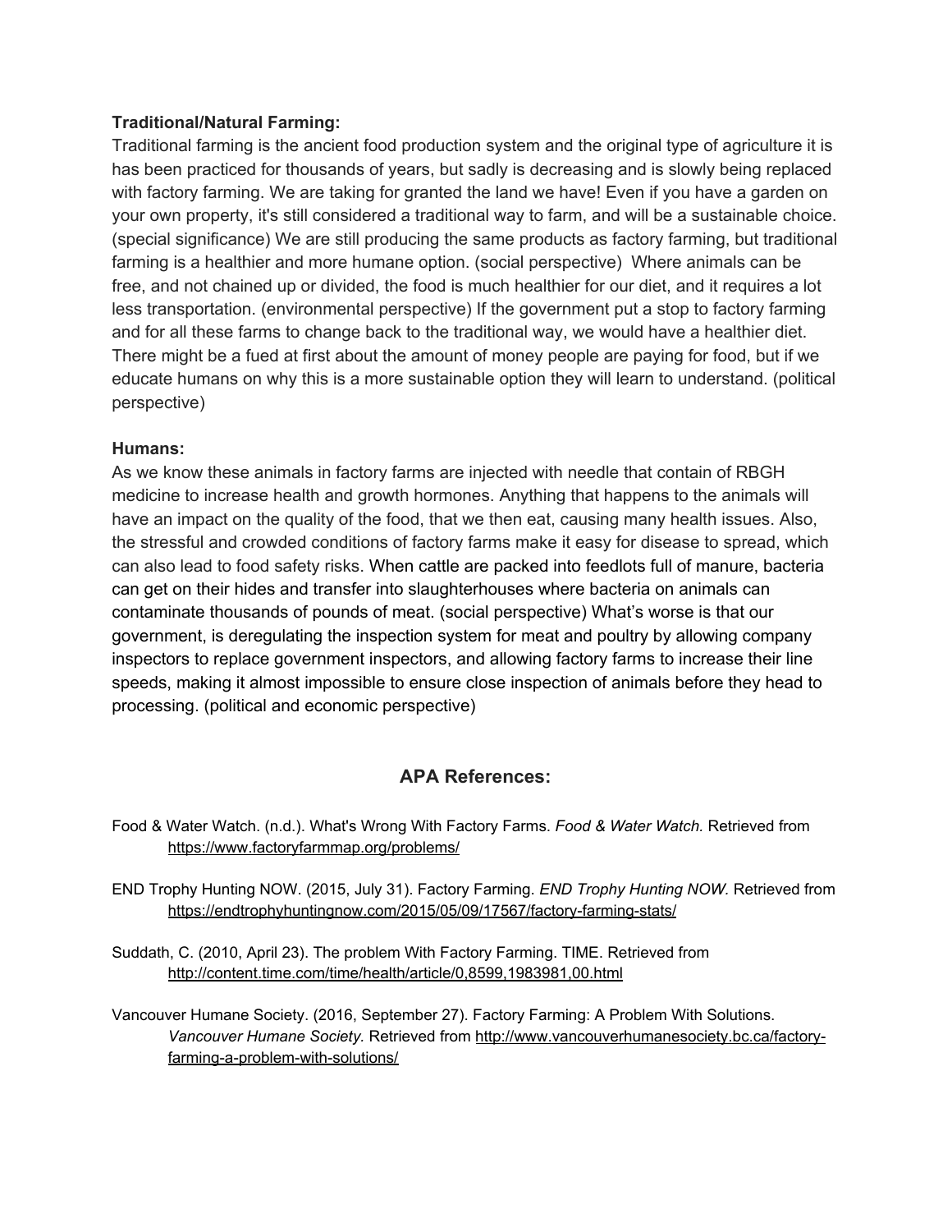**Traditional/Natural Farming:**

Traditional farming is the ancient food production system and the original type of agriculture it is has been practiced for thousands of years, but sadly is decreasing and is slowly being replaced with factory farming. We are taking for granted the land we have! Even if you have a garden on your own property, it's still considered a traditional way to farm, and will be a sustainable choice. (special significance) We are still producing the same products as factory farming, but traditional farming is a healthier and more humane option. (social perspective) Where animals can be free, and not chained up or divided, the food is much healthier for our diet, and it requires a lot less transportation. (environmental perspective) If the government put a stop to factory farming and for all these farms to change back to the traditional way, we would have a healthier diet. There might be a fued at first about the amount of money people are paying for food, but if we educate humans on why this is a more sustainable option they will learn to understand. (political perspective)

**Humans:**

As we know these animals in factory farms are injected with needle that contain of RBGH medicine to increase health and growth hormones. Anything that happens to the animals will have an impact on the quality of the food, that we then eat, causing many health issues. Also, the stressful and crowded conditions of factory farms make it easy for disease to spread, which can also lead to food safety risks. When cattle are packed into feedlots full of manure, bacteria can get on their hides and transfer into slaughterhouses where bacteria on animals can contaminate thousands of pounds of meat. (social perspective) What's worse is that our government, is deregulating the inspection system for meat and poultry by allowing company inspectors to replace government inspectors, and allowing factory farms to increase their line speeds, making it almost impossible to ensure close inspection of animals before they head to processing. (political and economic perspective)

## APA References:

Food & Water Watch. (n.d.). What's Wrong With Factory Farms. *Food & Water Watch.* Retrieved from https://www.factoryfarmmap.org/problems/

END Trophy Hunting NOW. (2015, July 31). Factory Farming. *END Trophy Hunting NOW.* Retrieved from https://endtrophyhuntingnow.com/2015/05/09/17567/factory-farming-stats/

Suddath, C. (2010, April 23). The problem With Factory Farming. TIME. Retrieved from http://content.time.com/time/health/article/0,8599,1983981,00.html

Vancouver Humane Society. (2016, September 27). Factory Farming: A Problem With Solutions. *Vancouver Humane Society.* Retrieved from http://www.vancouverhumanesociety.bc.ca/factory-farming-a-problem-with-solutions/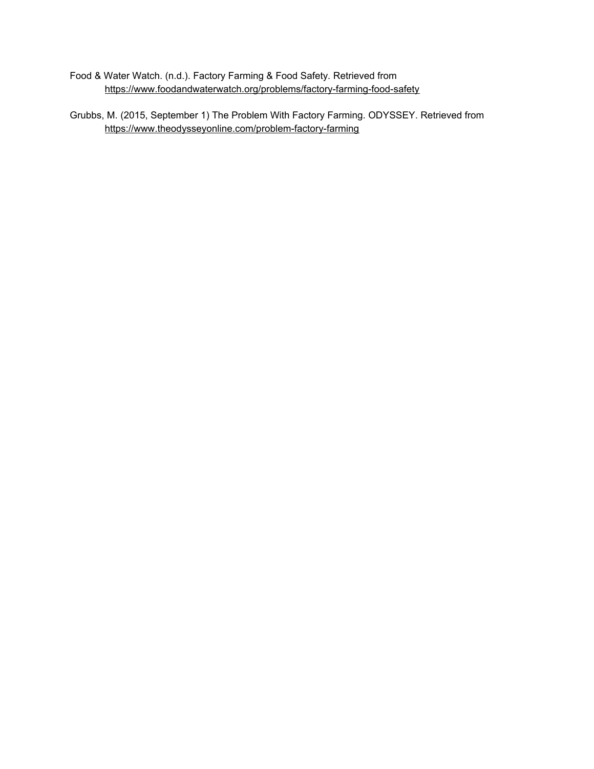Food & Water Watch. (n.d.). Factory Farming & Food Safety. Retrieved from https://www.foodandwaterwatch.org/problems/factory-farming-food-safety

Grubbs, M. (2015, September 1) The Problem With Factory Farming. ODYSSEY. Retrieved from https://www.theodysseyonline.com/problem-factory-farming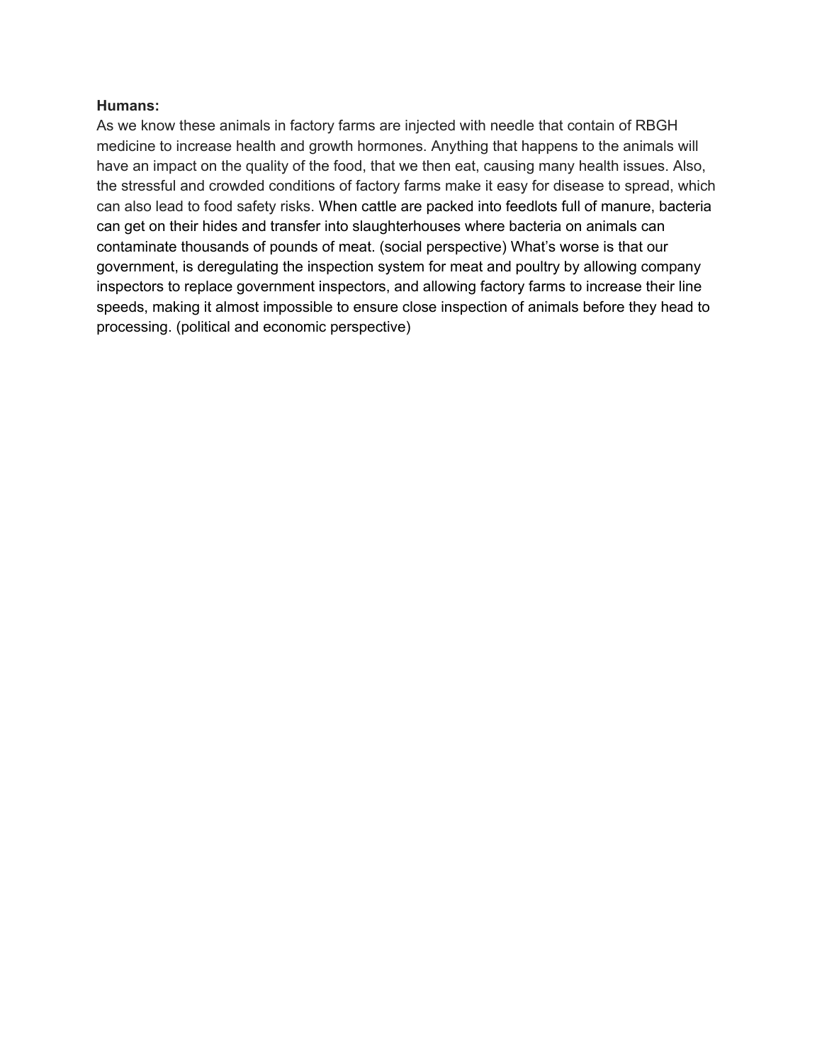**Humans:**

As we know these animals in factory farms are injected with needle that contain of RBGH medicine to increase health and growth hormones. Anything that happens to the animals will have an impact on the quality of the food, that we then eat, causing many health issues. Also, the stressful and crowded conditions of factory farms make it easy for disease to spread, which can also lead to food safety risks. When cattle are packed into feedlots full of manure, bacteria can get on their hides and transfer into slaughterhouses where bacteria on animals can contaminate thousands of pounds of meat. (social perspective) What's worse is that our government, is deregulating the inspection system for meat and poultry by allowing company inspectors to replace government inspectors, and allowing factory farms to increase their line speeds, making it almost impossible to ensure close inspection of animals before they head to processing. (political and economic perspective)